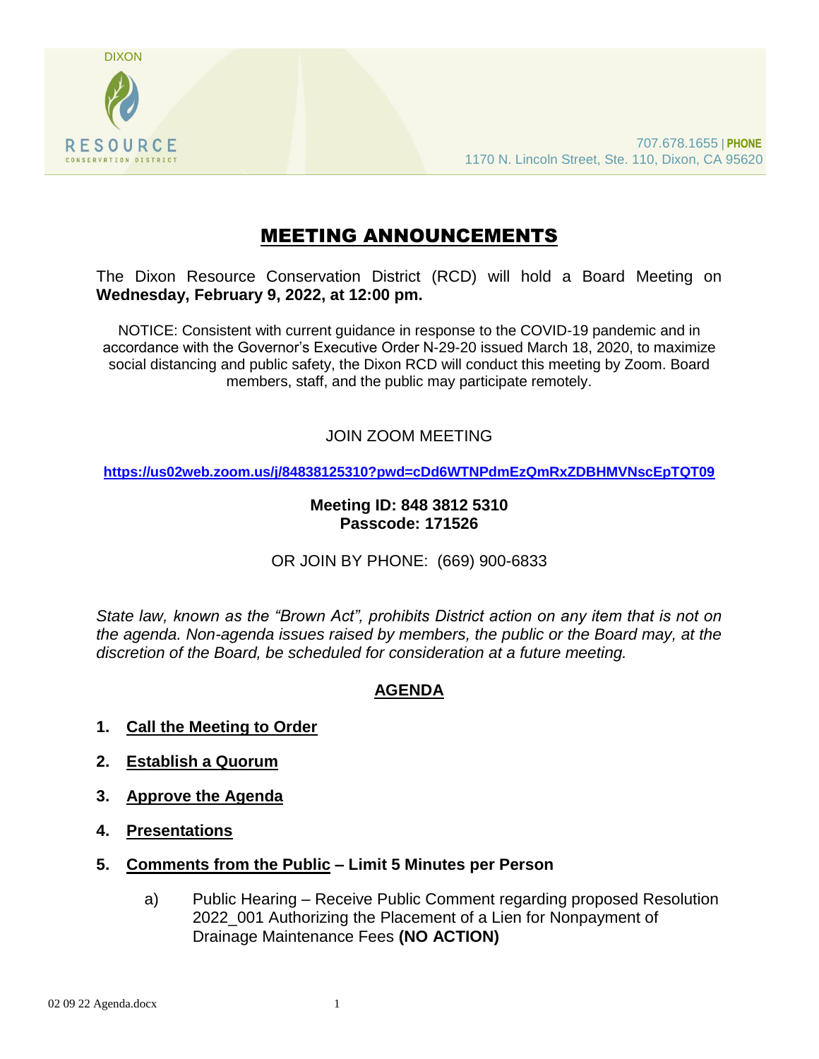DIXON

RESOURCE
CONSERVATION DISTRICT

707.678.1655 | PHONE
1170 N. Lincoln Street, Ste. 110, Dixon, CA 95620

# MEETING ANNOUNCEMENTS

The Dixon Resource Conservation District (RCD) will hold a Board Meeting on **Wednesday, February 9, 2022, at 12:00 pm.**

NOTICE: Consistent with current guidance in response to the COVID-19 pandemic and in accordance with the Governor's Executive Order N-29-20 issued March 18, 2020, to maximize social distancing and public safety, the Dixon RCD will conduct this meeting by Zoom. Board members, staff, and the public may participate remotely.

JOIN ZOOM MEETING

**https://us02web.zoom.us/j/84838125310?pwd=cDd6WTNPdmEzQmRxZDBHMVNscEpTQT09**

**Meeting ID: 848 3812 5310**
**Passcode: 171526**

OR JOIN BY PHONE: (669) 900-6833

*State law, known as the "Brown Act", prohibits District action on any item that is not on the agenda. Non-agenda issues raised by members, the public or the Board may, at the discretion of the Board, be scheduled for consideration at a future meeting.*

## AGENDA

1. **Call the Meeting to Order**
2. **Establish a Quorum**
3. **Approve the Agenda**
4. **Presentations**
5. **Comments from the Public – Limit 5 Minutes per Person**

   a) Public Hearing – Receive Public Comment regarding proposed Resolution 2022_001 Authorizing the Placement of a Lien for Nonpayment of Drainage Maintenance Fees **(NO ACTION)**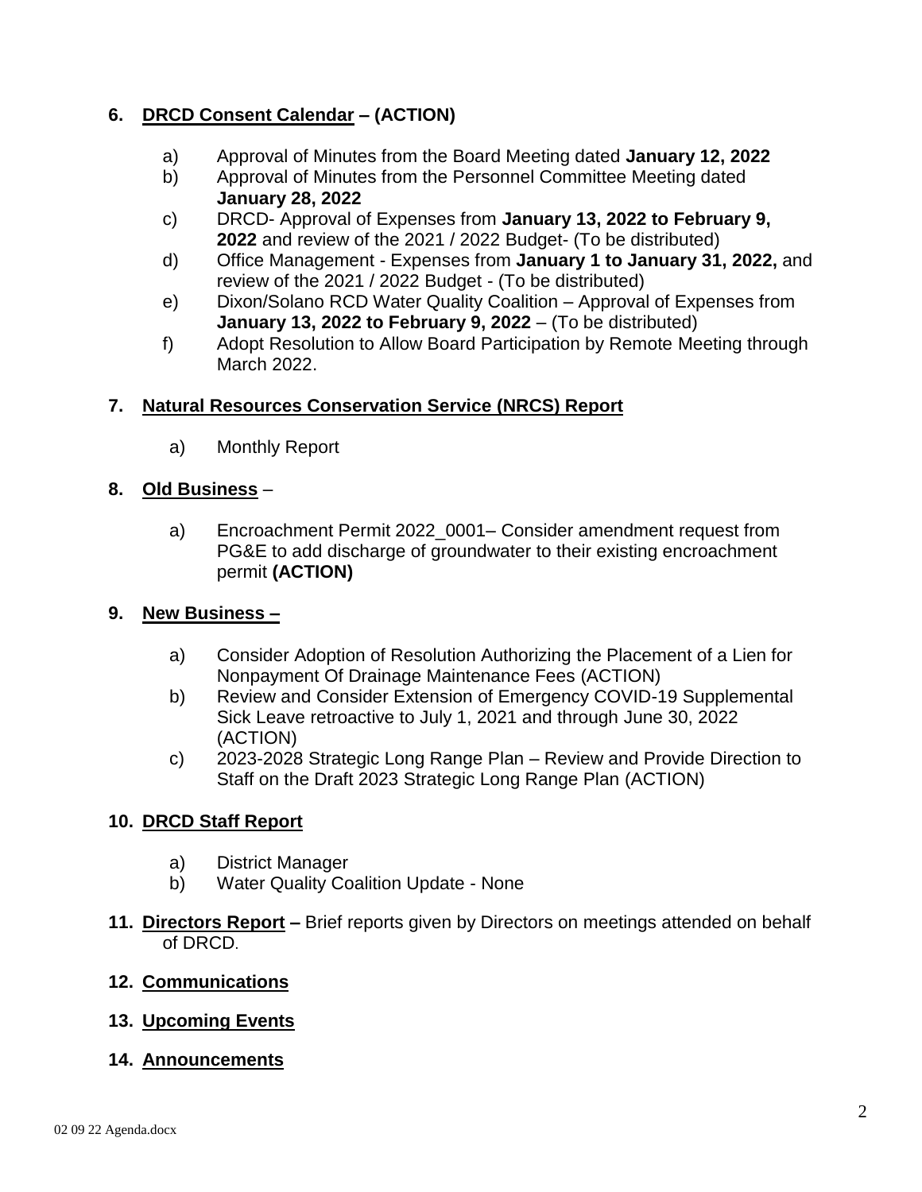6. **DRCD Consent Calendar – (ACTION)**

   a) Approval of Minutes from the Board Meeting dated **January 12, 2022**
   b) Approval of Minutes from the Personnel Committee Meeting dated **January 28, 2022**
   c) DRCD- Approval of Expenses from **January 13, 2022 to February 9, 2022** and review of the 2021 / 2022 Budget- (To be distributed)
   d) Office Management - Expenses from **January 1 to January 31, 2022,** and review of the 2021 / 2022 Budget - (To be distributed)
   e) Dixon/Solano RCD Water Quality Coalition – Approval of Expenses from **January 13, 2022 to February 9, 2022** – (To be distributed)
   f) Adopt Resolution to Allow Board Participation by Remote Meeting through March 2022.

7. **Natural Resources Conservation Service (NRCS) Report**

   a) Monthly Report

8. **Old Business** –

   a) Encroachment Permit 2022_0001– Consider amendment request from PG&E to add discharge of groundwater to their existing encroachment permit **(ACTION)**

9. **New Business –**

   a) Consider Adoption of Resolution Authorizing the Placement of a Lien for Nonpayment Of Drainage Maintenance Fees (ACTION)
   b) Review and Consider Extension of Emergency COVID-19 Supplemental Sick Leave retroactive to July 1, 2021 and through June 30, 2022 (ACTION)
   c) 2023-2028 Strategic Long Range Plan – Review and Provide Direction to Staff on the Draft 2023 Strategic Long Range Plan (ACTION)

10. **DRCD Staff Report**

    a) District Manager
    b) Water Quality Coalition Update - None

11. **Directors Report –** Brief reports given by Directors on meetings attended on behalf of DRCD.

12. **Communications**

13. **Upcoming Events**

14. **Announcements**

02 09 22 Agenda.docx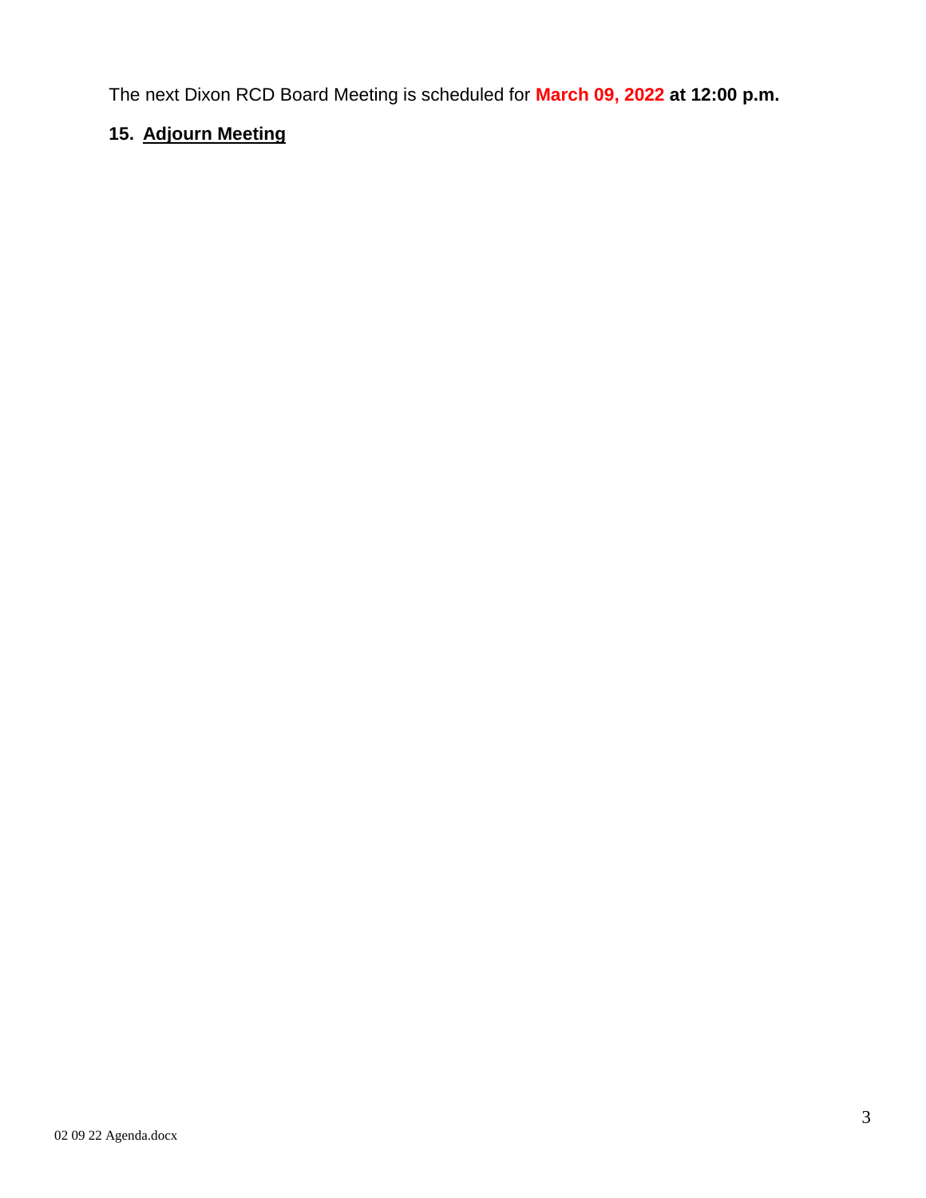The next Dixon RCD Board Meeting is scheduled for **March 09, 2022 at 12:00 p.m.**

**15. Adjourn Meeting**